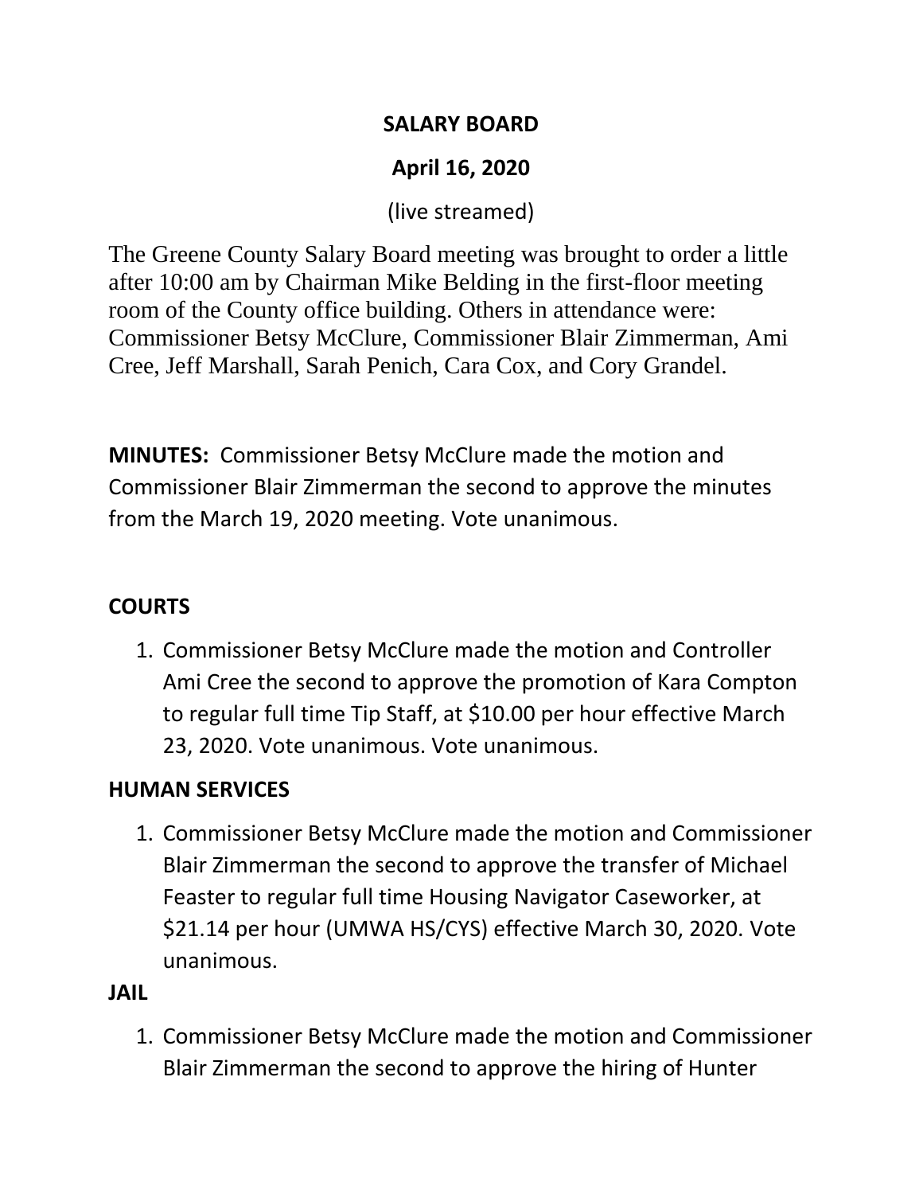**SALARY BOARD**

**April 16, 2020**

(live streamed)

The Greene County Salary Board meeting was brought to order a little after 10:00 am by Chairman Mike Belding in the first-floor meeting room of the County office building. Others in attendance were: Commissioner Betsy McClure, Commissioner Blair Zimmerman, Ami Cree, Jeff Marshall, Sarah Penich, Cara Cox, and Cory Grandel.

**MINUTES:** Commissioner Betsy McClure made the motion and Commissioner Blair Zimmerman the second to approve the minutes from the March 19, 2020 meeting. Vote unanimous.

**COURTS**

1. Commissioner Betsy McClure made the motion and Controller Ami Cree the second to approve the promotion of Kara Compton to regular full time Tip Staff, at $10.00 per hour effective March 23, 2020. Vote unanimous. Vote unanimous.

**HUMAN SERVICES**

1. Commissioner Betsy McClure made the motion and Commissioner Blair Zimmerman the second to approve the transfer of Michael Feaster to regular full time Housing Navigator Caseworker, at $21.14 per hour (UMWA HS/CYS) effective March 30, 2020. Vote unanimous.

**JAIL**

1. Commissioner Betsy McClure made the motion and Commissioner Blair Zimmerman the second to approve the hiring of Hunter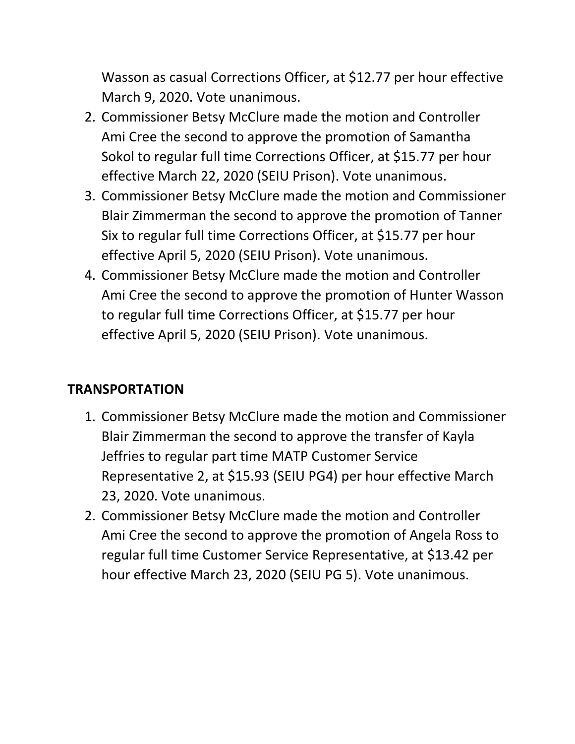Wasson as casual Corrections Officer, at $12.77 per hour effective March 9, 2020. Vote unanimous.

2. Commissioner Betsy McClure made the motion and Controller Ami Cree the second to approve the promotion of Samantha Sokol to regular full time Corrections Officer, at $15.77 per hour effective March 22, 2020 (SEIU Prison). Vote unanimous.
3. Commissioner Betsy McClure made the motion and Commissioner Blair Zimmerman the second to approve the promotion of Tanner Six to regular full time Corrections Officer, at $15.77 per hour effective April 5, 2020 (SEIU Prison). Vote unanimous.
4. Commissioner Betsy McClure made the motion and Controller Ami Cree the second to approve the promotion of Hunter Wasson to regular full time Corrections Officer, at $15.77 per hour effective April 5, 2020 (SEIU Prison). Vote unanimous.

**TRANSPORTATION**

1. Commissioner Betsy McClure made the motion and Commissioner Blair Zimmerman the second to approve the transfer of Kayla Jeffries to regular part time MATP Customer Service Representative 2, at $15.93 (SEIU PG4) per hour effective March 23, 2020. Vote unanimous.
2. Commissioner Betsy McClure made the motion and Controller Ami Cree the second to approve the promotion of Angela Ross to regular full time Customer Service Representative, at $13.42 per hour effective March 23, 2020 (SEIU PG 5). Vote unanimous.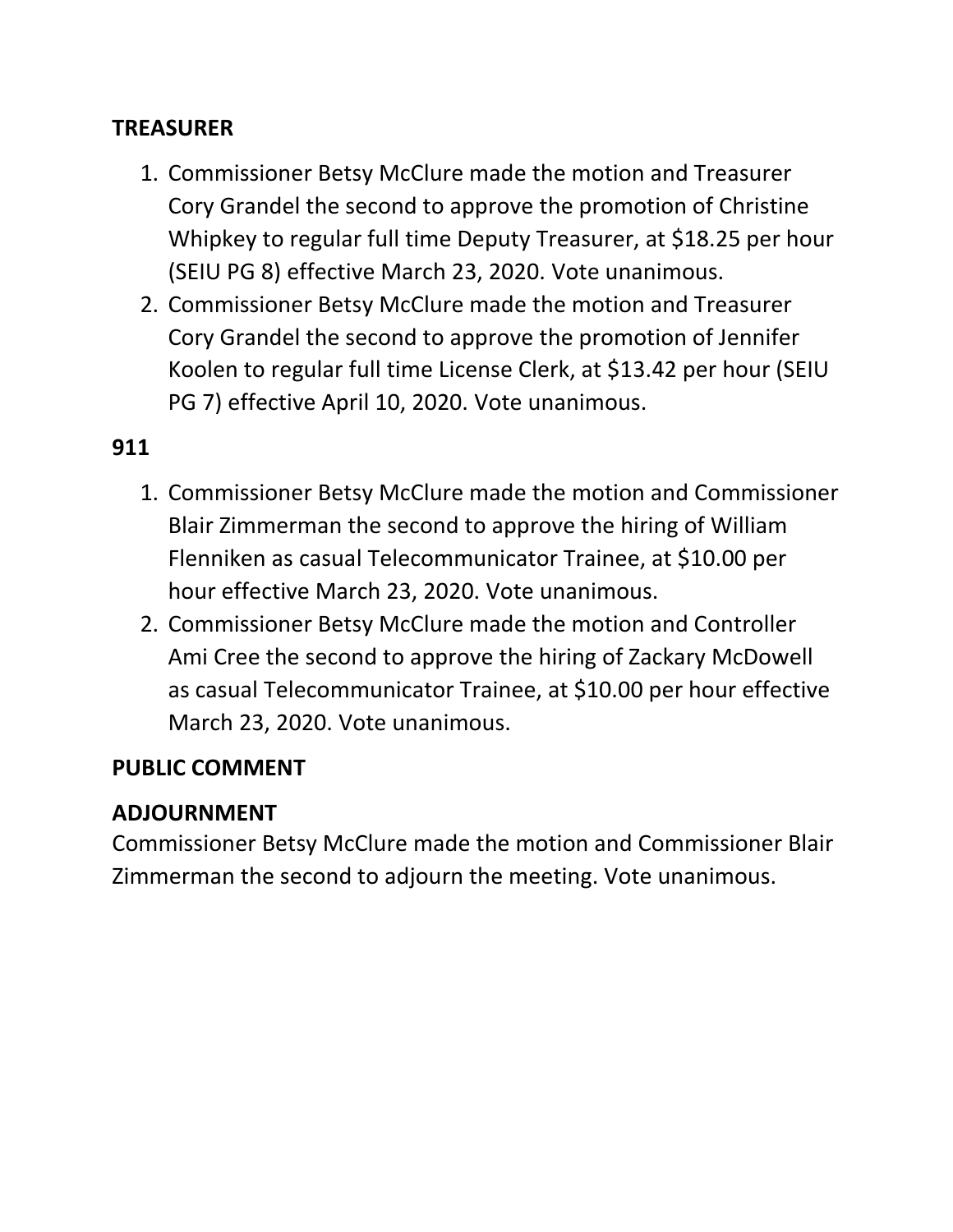**TREASURER**

1. Commissioner Betsy McClure made the motion and Treasurer Cory Grandel the second to approve the promotion of Christine Whipkey to regular full time Deputy Treasurer, at $18.25 per hour (SEIU PG 8) effective March 23, 2020. Vote unanimous.
2. Commissioner Betsy McClure made the motion and Treasurer Cory Grandel the second to approve the promotion of Jennifer Koolen to regular full time License Clerk, at $13.42 per hour (SEIU PG 7) effective April 10, 2020. Vote unanimous.

**911**

1. Commissioner Betsy McClure made the motion and Commissioner Blair Zimmerman the second to approve the hiring of William Flenniken as casual Telecommunicator Trainee, at $10.00 per hour effective March 23, 2020. Vote unanimous.
2. Commissioner Betsy McClure made the motion and Controller Ami Cree the second to approve the hiring of Zackary McDowell as casual Telecommunicator Trainee, at $10.00 per hour effective March 23, 2020. Vote unanimous.

**PUBLIC COMMENT**

**ADJOURNMENT**

Commissioner Betsy McClure made the motion and Commissioner Blair Zimmerman the second to adjourn the meeting. Vote unanimous.